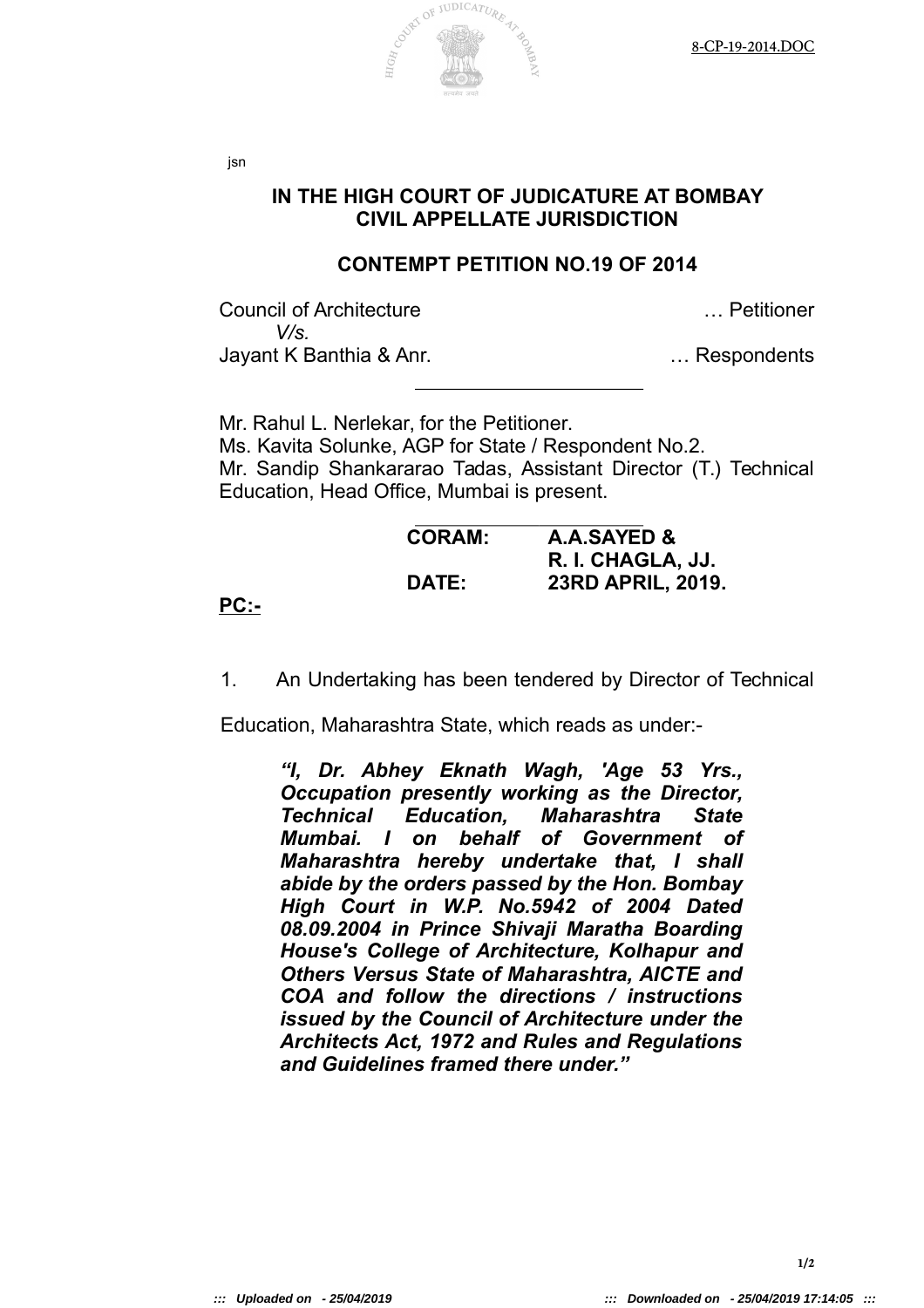jsn

## IN THE HIGH COURT OF JUDICATURE AT BOMBAY
## CIVIL APPELLATE JURISDICTION

### CONTEMPT PETITION NO.19 OF 2014

Council of Architecture … Petitioner
*V/s.*
Jayant K Banthia & Anr. … Respondents

---

Mr. Rahul L. Nerlekar, for the Petitioner.
Ms. Kavita Solunke, AGP for State / Respondent No.2.
Mr. Sandip Shankararao Tadas, Assistant Director (T.) Technical Education, Head Office, Mumbai is present.

---

**CORAM: A.A.SAYED &**
**R. I. CHAGLA, JJ.**
**DATE: 23RD APRIL, 2019.**

**PC:-**

1. An Undertaking has been tendered by Director of Technical Education, Maharashtra State, which reads as under:-

> ***"I, Dr. Abhey Eknath Wagh, 'Age 53 Yrs., Occupation presently working as the Director, Technical Education, Maharashtra State Mumbai. I on behalf of Government of Maharashtra hereby undertake that, I shall abide by the orders passed by the Hon. Bombay High Court in W.P. No.5942 of 2004 Dated 08.09.2004 in Prince Shivaji Maratha Boarding House's College of Architecture, Kolhapur and Others Versus State of Maharashtra, AICTE and COA and follow the directions / instructions issued by the Council of Architecture under the Architects Act, 1972 and Rules and Regulations and Guidelines framed there under."***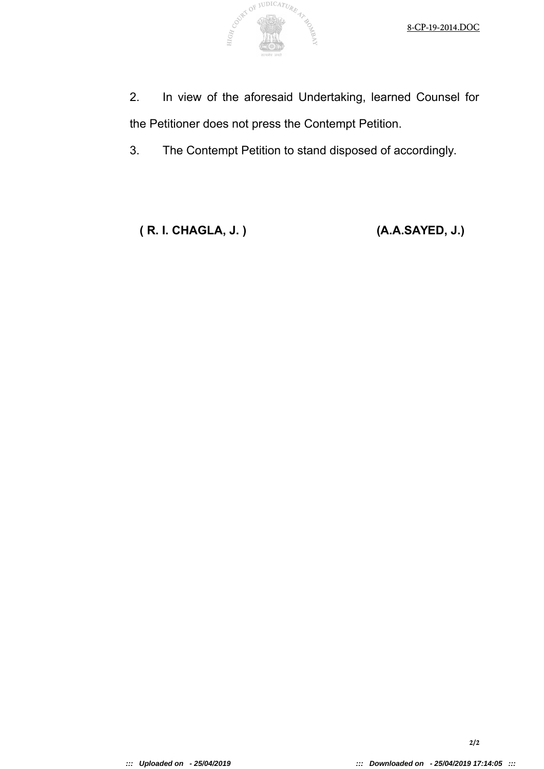2. In view of the aforesaid Undertaking, learned Counsel for the Petitioner does not press the Contempt Petition.

3. The Contempt Petition to stand disposed of accordingly.

**( R. I. CHAGLA, J. )** **(A.A.SAYED, J.)**